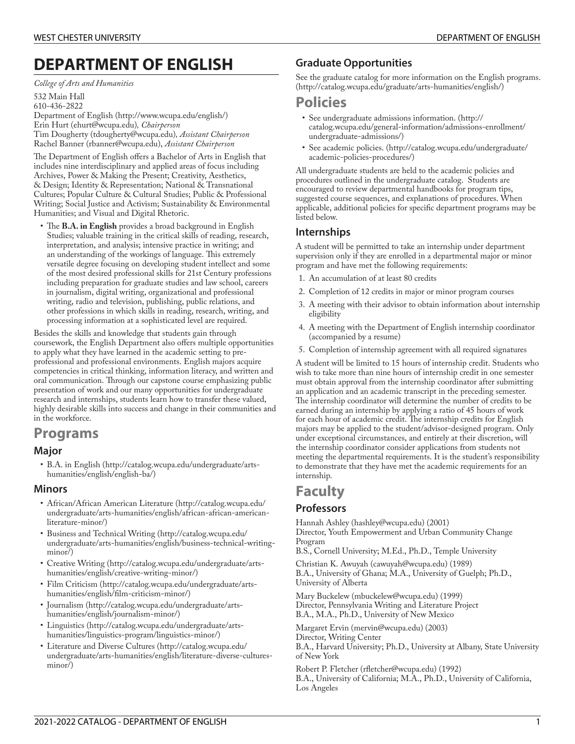# DEPARTMENT OF ENGLISH

*College of Arts and Humanities*

532 Main Hall
610-436-2822
Department of English (http://www.wcupa.edu/english/)
Erin Hurt (ehurt@wcupa.edu), *Chairperson*
Tim Dougherty (tdougherty@wcupa.edu), *Assistant Chairperson*
Rachel Banner (rbanner@wcupa.edu), *Assistant Chairperson*

The Department of English offers a Bachelor of Arts in English that includes nine interdisciplinary and applied areas of focus including Archives, Power & Making the Present; Creativity, Aesthetics, & Design; Identity & Representation; National & Transnational Cultures; Popular Culture & Cultural Studies; Public & Professional Writing; Social Justice and Activism; Sustainability & Environmental Humanities; and Visual and Digital Rhetoric.

- The **B.A. in English** provides a broad background in English Studies; valuable training in the critical skills of reading, research, interpretation, and analysis; intensive practice in writing; and an understanding of the workings of language. This extremely versatile degree focusing on developing student intellect and some of the most desired professional skills for 21st Century professions including preparation for graduate studies and law school, careers in journalism, digital writing, organizational and professional writing, radio and television, publishing, public relations, and other professions in which skills in reading, research, writing, and processing information at a sophisticated level are required.

Besides the skills and knowledge that students gain through coursework, the English Department also offers multiple opportunities to apply what they have learned in the academic setting to pre-professional and professional environments. English majors acquire competencies in critical thinking, information literacy, and written and oral communication. Through our capstone course emphasizing public presentation of work and our many opportunities for undergraduate research and internships, students learn how to transfer these valued, highly desirable skills into success and change in their communities and in the workforce.

## Programs

### Major

- B.A. in English (http://catalog.wcupa.edu/undergraduate/arts-humanities/english/english-ba/)

### Minors

- African/African American Literature (http://catalog.wcupa.edu/undergraduate/arts-humanities/english/african-african-american-literature-minor/)
- Business and Technical Writing (http://catalog.wcupa.edu/undergraduate/arts-humanities/english/business-technical-writing-minor/)
- Creative Writing (http://catalog.wcupa.edu/undergraduate/arts-humanities/english/creative-writing-minor/)
- Film Criticism (http://catalog.wcupa.edu/undergraduate/arts-humanities/english/film-criticism-minor/)
- Journalism (http://catalog.wcupa.edu/undergraduate/arts-humanities/english/journalism-minor/)
- Linguistics (http://catalog.wcupa.edu/undergraduate/arts-humanities/linguistics-program/linguistics-minor/)
- Literature and Diverse Cultures (http://catalog.wcupa.edu/undergraduate/arts-humanities/english/literature-diverse-cultures-minor/)

### Graduate Opportunities

See the graduate catalog for more information on the English programs. (http://catalog.wcupa.edu/graduate/arts-humanities/english/)

## Policies

- See undergraduate admissions information. (http://catalog.wcupa.edu/general-information/admissions-enrollment/undergraduate-admissions/)
- See academic policies. (http://catalog.wcupa.edu/undergraduate/academic-policies-procedures/)

All undergraduate students are held to the academic policies and procedures outlined in the undergraduate catalog. Students are encouraged to review departmental handbooks for program tips, suggested course sequences, and explanations of procedures. When applicable, additional policies for specific department programs may be listed below.

### Internships

A student will be permitted to take an internship under department supervision only if they are enrolled in a departmental major or minor program and have met the following requirements:

1. An accumulation of at least 80 credits
2. Completion of 12 credits in major or minor program courses
3. A meeting with their advisor to obtain information about internship eligibility
4. A meeting with the Department of English internship coordinator (accompanied by a resume)
5. Completion of internship agreement with all required signatures

A student will be limited to 15 hours of internship credit. Students who wish to take more than nine hours of internship credit in one semester must obtain approval from the internship coordinator after submitting an application and an academic transcript in the preceding semester. The internship coordinator will determine the number of credits to be earned during an internship by applying a ratio of 45 hours of work for each hour of academic credit. The internship credits for English majors may be applied to the student/advisor-designed program. Only under exceptional circumstances, and entirely at their discretion, will the internship coordinator consider applications from students not meeting the departmental requirements. It is the student's responsibility to demonstrate that they have met the academic requirements for an internship.

## Faculty

### Professors

Hannah Ashley (hashley@wcupa.edu) (2001)
Director, Youth Empowerment and Urban Community Change Program
B.S., Cornell University; M.Ed., Ph.D., Temple University

Christian K. Awuyah (cawuyah@wcupa.edu) (1989)
B.A., University of Ghana; M.A., University of Guelph; Ph.D., University of Alberta

Mary Buckelew (mbuckelew@wcupa.edu) (1999)
Director, Pennsylvania Writing and Literature Project
B.A., M.A., Ph.D., University of New Mexico

Margaret Ervin (mervin@wcupa.edu) (2003)
Director, Writing Center
B.A., Harvard University; Ph.D., University at Albany, State University of New York

Robert P. Fletcher (rfletcher@wcupa.edu) (1992)
B.A., University of California; M.A., Ph.D., University of California, Los Angeles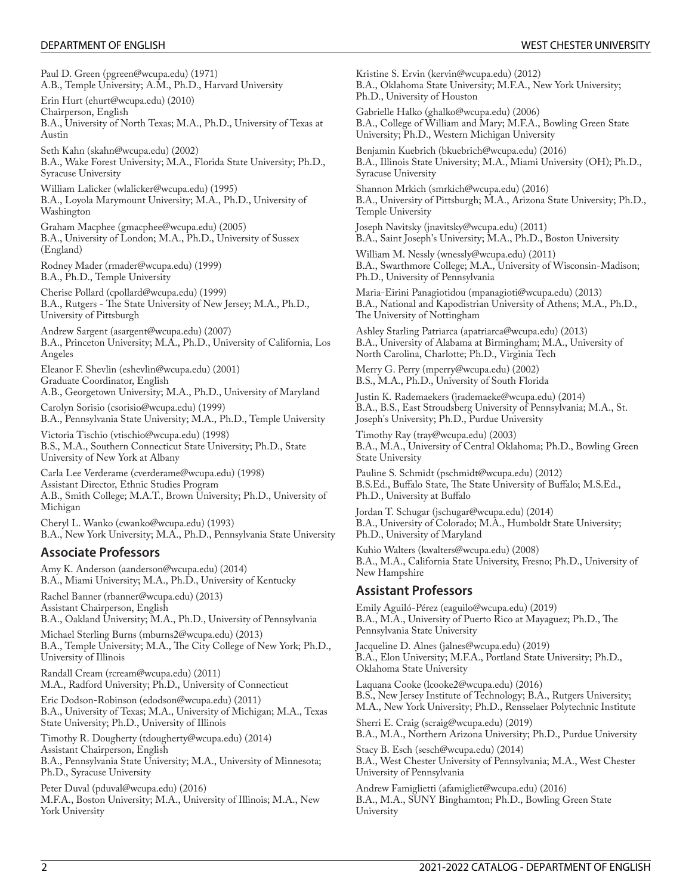Paul D. Green (pgreen@wcupa.edu) (1971)
A.B., Temple University; A.M., Ph.D., Harvard University

Erin Hurt (ehurt@wcupa.edu) (2010)
Chairperson, English
B.A., University of North Texas; M.A., Ph.D., University of Texas at Austin

Seth Kahn (skahn@wcupa.edu) (2002)
B.A., Wake Forest University; M.A., Florida State University; Ph.D., Syracuse University

William Lalicker (wlalicker@wcupa.edu) (1995)
B.A., Loyola Marymount University; M.A., Ph.D., University of Washington

Graham Macphee (gmacphee@wcupa.edu) (2005)
B.A., University of London; M.A., Ph.D., University of Sussex (England)

Rodney Mader (rmader@wcupa.edu) (1999)
B.A., Ph.D., Temple University

Cherise Pollard (cpollard@wcupa.edu) (1999)
B.A., Rutgers - The State University of New Jersey; M.A., Ph.D., University of Pittsburgh

Andrew Sargent (asargent@wcupa.edu) (2007)
B.A., Princeton University; M.A., Ph.D., University of California, Los Angeles

Eleanor F. Shevlin (eshevlin@wcupa.edu) (2001)
Graduate Coordinator, English
A.B., Georgetown University; M.A., Ph.D., University of Maryland

Carolyn Sorisio (csorisio@wcupa.edu) (1999)
B.A., Pennsylvania State University; M.A., Ph.D., Temple University

Victoria Tischio (vtischio@wcupa.edu) (1998)
B.S., M.A., Southern Connecticut State University; Ph.D., State University of New York at Albany

Carla Lee Verderame (cverderame@wcupa.edu) (1998)
Assistant Director, Ethnic Studies Program
A.B., Smith College; M.A.T., Brown University; Ph.D., University of Michigan

Cheryl L. Wanko (cwanko@wcupa.edu) (1993)
B.A., New York University; M.A., Ph.D., Pennsylvania State University

## Associate Professors

Amy K. Anderson (aanderson@wcupa.edu) (2014)
B.A., Miami University; M.A., Ph.D., University of Kentucky

Rachel Banner (rbanner@wcupa.edu) (2013)
Assistant Chairperson, English
B.A., Oakland University; M.A., Ph.D., University of Pennsylvania

Michael Sterling Burns (mburns2@wcupa.edu) (2013)
B.A., Temple University; M.A., The City College of New York; Ph.D., University of Illinois

Randall Cream (rcream@wcupa.edu) (2011)
M.A., Radford University; Ph.D., University of Connecticut

Eric Dodson-Robinson (edodson@wcupa.edu) (2011)
B.A., University of Texas; M.A., University of Michigan; M.A., Texas State University; Ph.D., University of Illinois

Timothy R. Dougherty (tdougherty@wcupa.edu) (2014)
Assistant Chairperson, English
B.A., Pennsylvania State University; M.A., University of Minnesota; Ph.D., Syracuse University

Peter Duval (pduval@wcupa.edu) (2016)
M.F.A., Boston University; M.A., University of Illinois; M.A., New York University

Kristine S. Ervin (kervin@wcupa.edu) (2012)
B.A., Oklahoma State University; M.F.A., New York University; Ph.D., University of Houston

Gabrielle Halko (ghalko@wcupa.edu) (2006)
B.A., College of William and Mary; M.F.A., Bowling Green State University; Ph.D., Western Michigan University

Benjamin Kuebrich (bkuebrich@wcupa.edu) (2016)
B.A., Illinois State University; M.A., Miami University (OH); Ph.D., Syracuse University

Shannon Mrkich (smrkich@wcupa.edu) (2016)
B.A., University of Pittsburgh; M.A., Arizona State University; Ph.D., Temple University

Joseph Navitsky (jnavitsky@wcupa.edu) (2011)
B.A., Saint Joseph's University; M.A., Ph.D., Boston University

William M. Nessly (wnessly@wcupa.edu) (2011)
B.A., Swarthmore College; M.A., University of Wisconsin-Madison; Ph.D., University of Pennsylvania

Maria-Eirini Panagiotidou (mpanagioti@wcupa.edu) (2013)
B.A., National and Kapodistrian University of Athens; M.A., Ph.D., The University of Nottingham

Ashley Starling Patriarca (apatriarca@wcupa.edu) (2013)
B.A., University of Alabama at Birmingham; M.A., University of North Carolina, Charlotte; Ph.D., Virginia Tech

Merry G. Perry (mperry@wcupa.edu) (2002)
B.S., M.A., Ph.D., University of South Florida

Justin K. Rademaekers (jrademaeke@wcupa.edu) (2014)
B.A., B.S., East Stroudsberg University of Pennsylvania; M.A., St. Joseph's University; Ph.D., Purdue University

Timothy Ray (tray@wcupa.edu) (2003)
B.A., M.A., University of Central Oklahoma; Ph.D., Bowling Green State University

Pauline S. Schmidt (pschmidt@wcupa.edu) (2012)
B.S.Ed., Buffalo State, The State University of Buffalo; M.S.Ed., Ph.D., University at Buffalo

Jordan T. Schugar (jschugar@wcupa.edu) (2014)
B.A., University of Colorado; M.A., Humboldt State University; Ph.D., University of Maryland

Kuhio Walters (kwalters@wcupa.edu) (2008)
B.A., M.A., California State University, Fresno; Ph.D., University of New Hampshire

## Assistant Professors

Emily Aguiló-Pérez (eaguilo@wcupa.edu) (2019)
B.A., M.A., University of Puerto Rico at Mayaguez; Ph.D., The Pennsylvania State University

Jacqueline D. Alnes (jalnes@wcupa.edu) (2019)
B.A., Elon University; M.F.A., Portland State University; Ph.D., Oklahoma State University

Laquana Cooke (lcooke2@wcupa.edu) (2016)
B.S., New Jersey Institute of Technology; B.A., Rutgers University; M.A., New York University; Ph.D., Rensselaer Polytechnic Institute

Sherri E. Craig (scraig@wcupa.edu) (2019)
B.A., M.A., Northern Arizona University; Ph.D., Purdue University

Stacy B. Esch (sesch@wcupa.edu) (2014)
B.A., West Chester University of Pennsylvania; M.A., West Chester University of Pennsylvania

Andrew Famiglietti (afamigliet@wcupa.edu) (2016)
B.A., M.A., SUNY Binghamton; Ph.D., Bowling Green State University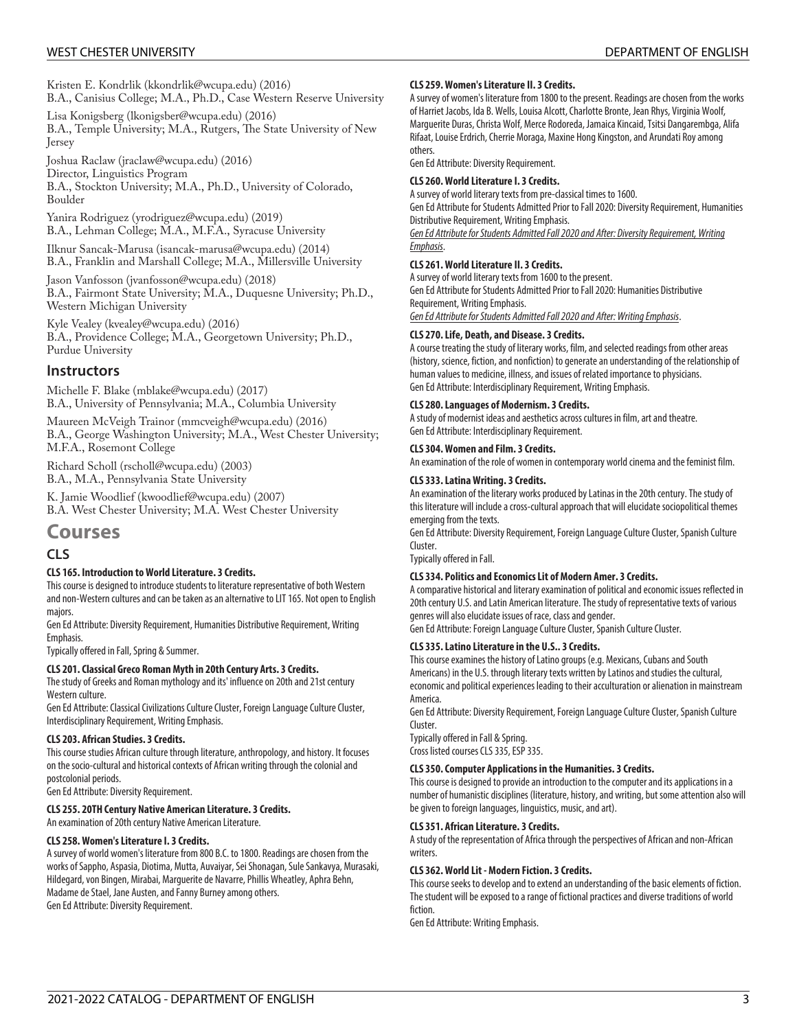Kristen E. Kondrlik (kkondrlik@wcupa.edu) (2016)
B.A., Canisius College; M.A., Ph.D., Case Western Reserve University

Lisa Konigsberg (lkonigsberg@wcupa.edu) (2016)
B.A., Temple University; M.A., Rutgers, The State University of New Jersey

Joshua Raclaw (jraclaw@wcupa.edu) (2016)
Director, Linguistics Program
B.A., Stockton University; M.A., Ph.D., University of Colorado, Boulder

Yanira Rodriguez (yrodriguez@wcupa.edu) (2019)
B.A., Lehman College; M.A., M.F.A., Syracuse University

Ilknur Sancak-Marusa (isancak-marusa@wcupa.edu) (2014)
B.A., Franklin and Marshall College; M.A., Millersville University

Jason Vanfosson (jvanfosson@wcupa.edu) (2018)
B.A., Fairmont State University; M.A., Duquesne University; Ph.D., Western Michigan University

Kyle Vealey (kvealey@wcupa.edu) (2016)
B.A., Providence College; M.A., Georgetown University; Ph.D., Purdue University

## Instructors

Michelle F. Blake (mblake@wcupa.edu) (2017)
B.A., University of Pennsylvania; M.A., Columbia University

Maureen McVeigh Trainor (mmcveigh@wcupa.edu) (2016)
B.A., George Washington University; M.A., West Chester University; M.F.A., Rosemont College

Richard Scholl (rscholl@wcupa.edu) (2003)
B.A., M.A., Pennsylvania State University

K. Jamie Woodlief (kwoodlief@wcupa.edu) (2007)
B.A. West Chester University; M.A. West Chester University

# Courses

## CLS

**CLS 165. Introduction to World Literature. 3 Credits.**
This course is designed to introduce students to literature representative of both Western and non-Western cultures and can be taken as an alternative to LIT 165. Not open to English majors.
Gen Ed Attribute: Diversity Requirement, Humanities Distributive Requirement, Writing Emphasis.
Typically offered in Fall, Spring & Summer.

**CLS 201. Classical Greco Roman Myth in 20th Century Arts. 3 Credits.**
The study of Greeks and Roman mythology and its' influence on 20th and 21st century Western culture.
Gen Ed Attribute: Classical Civilizations Culture Cluster, Foreign Language Culture Cluster, Interdisciplinary Requirement, Writing Emphasis.

**CLS 203. African Studies. 3 Credits.**
This course studies African culture through literature, anthropology, and history. It focuses on the socio-cultural and historical contexts of African writing through the colonial and postcolonial periods.
Gen Ed Attribute: Diversity Requirement.

**CLS 255. 20TH Century Native American Literature. 3 Credits.**
An examination of 20th century Native American Literature.

**CLS 258. Women's Literature I. 3 Credits.**
A survey of world women's literature from 800 B.C. to 1800. Readings are chosen from the works of Sappho, Aspasia, Diotima, Mutta, Auvaiyar, Sei Shonagan, Sule Sankavya, Murasaki, Hildegard, von Bingen, Mirabai, Marguerite de Navarre, Phillis Wheatley, Aphra Behn, Madame de Stael, Jane Austen, and Fanny Burney among others.
Gen Ed Attribute: Diversity Requirement.

**CLS 259. Women's Literature II. 3 Credits.**
A survey of women's literature from 1800 to the present. Readings are chosen from the works of Harriet Jacobs, Ida B. Wells, Louisa Alcott, Charlotte Bronte, Jean Rhys, Virginia Woolf, Marguerite Duras, Christa Wolf, Merce Rodoreda, Jamaica Kincaid, Tsitsi Dangarembga, Alifa Rifaat, Louise Erdrich, Cherrie Moraga, Maxine Hong Kingston, and Arundati Roy among others.
Gen Ed Attribute: Diversity Requirement.

**CLS 260. World Literature I. 3 Credits.**
A survey of world literary texts from pre-classical times to 1600.
Gen Ed Attribute for Students Admitted Prior to Fall 2020: Diversity Requirement, Humanities Distributive Requirement, Writing Emphasis.
_Gen Ed Attribute for Students Admitted Fall 2020 and After: Diversity Requirement, Writing Emphasis_.

**CLS 261. World Literature II. 3 Credits.**
A survey of world literary texts from 1600 to the present.
Gen Ed Attribute for Students Admitted Prior to Fall 2020: Humanities Distributive Requirement, Writing Emphasis.
_Gen Ed Attribute for Students Admitted Fall 2020 and After: Writing Emphasis_.

**CLS 270. Life, Death, and Disease. 3 Credits.**
A course treating the study of literary works, film, and selected readings from other areas (history, science, fiction, and nonfiction) to generate an understanding of the relationship of human values to medicine, illness, and issues of related importance to physicians.
Gen Ed Attribute: Interdisciplinary Requirement, Writing Emphasis.

**CLS 280. Languages of Modernism. 3 Credits.**
A study of modernist ideas and aesthetics across cultures in film, art and theatre.
Gen Ed Attribute: Interdisciplinary Requirement.

**CLS 304. Women and Film. 3 Credits.**
An examination of the role of women in contemporary world cinema and the feminist film.

**CLS 333. Latina Writing. 3 Credits.**
An examination of the literary works produced by Latinas in the 20th century. The study of this literature will include a cross-cultural approach that will elucidate sociopolitical themes emerging from the texts.
Gen Ed Attribute: Diversity Requirement, Foreign Language Culture Cluster, Spanish Culture Cluster.
Typically offered in Fall.

**CLS 334. Politics and Economics Lit of Modern Amer. 3 Credits.**
A comparative historical and literary examination of political and economic issues reflected in 20th century U.S. and Latin American literature. The study of representative texts of various genres will also elucidate issues of race, class and gender.
Gen Ed Attribute: Foreign Language Culture Cluster, Spanish Culture Cluster.

**CLS 335. Latino Literature in the U.S.. 3 Credits.**
This course examines the history of Latino groups (e.g. Mexicans, Cubans and South Americans) in the U.S. through literary texts written by Latinos and studies the cultural, economic and political experiences leading to their acculturation or alienation in mainstream America.
Gen Ed Attribute: Diversity Requirement, Foreign Language Culture Cluster, Spanish Culture Cluster.
Typically offered in Fall & Spring.
Cross listed courses CLS 335, ESP 335.

**CLS 350. Computer Applications in the Humanities. 3 Credits.**
This course is designed to provide an introduction to the computer and its applications in a number of humanistic disciplines (literature, history, and writing, but some attention also will be given to foreign languages, linguistics, music, and art).

**CLS 351. African Literature. 3 Credits.**
A study of the representation of Africa through the perspectives of African and non-African writers.

**CLS 362. World Lit - Modern Fiction. 3 Credits.**
This course seeks to develop and to extend an understanding of the basic elements of fiction. The student will be exposed to a range of fictional practices and diverse traditions of world fiction.
Gen Ed Attribute: Writing Emphasis.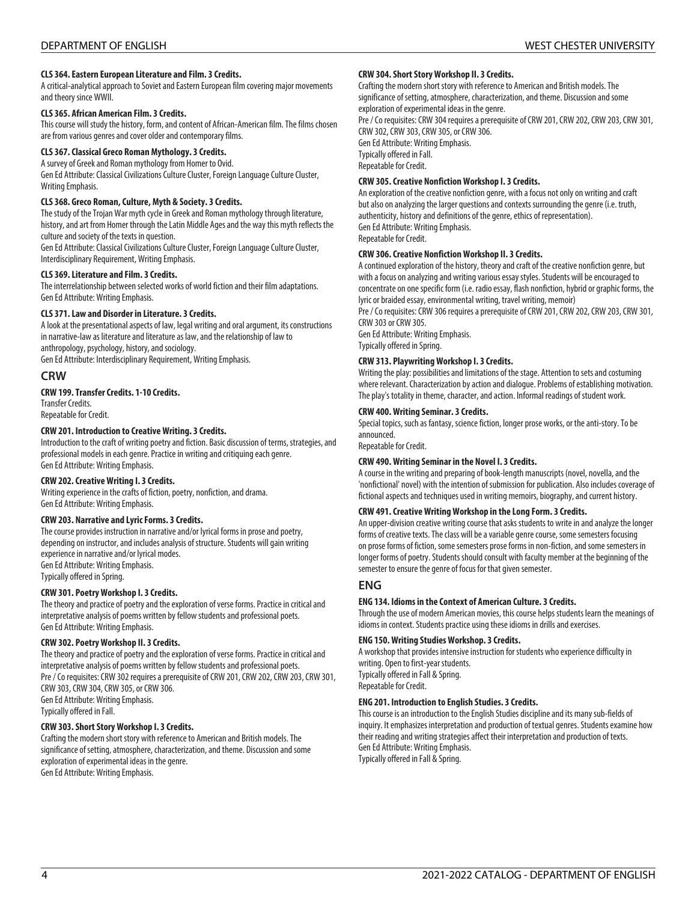**CLS 364. Eastern European Literature and Film. 3 Credits.**

A critical-analytical approach to Soviet and Eastern European film covering major movements and theory since WWII.

**CLS 365. African American Film. 3 Credits.**

This course will study the history, form, and content of African-American film. The films chosen are from various genres and cover older and contemporary films.

**CLS 367. Classical Greco Roman Mythology. 3 Credits.**

A survey of Greek and Roman mythology from Homer to Ovid.
Gen Ed Attribute: Classical Civilizations Culture Cluster, Foreign Language Culture Cluster, Writing Emphasis.

**CLS 368. Greco Roman, Culture, Myth & Society. 3 Credits.**

The study of the Trojan War myth cycle in Greek and Roman mythology through literature, history, and art from Homer through the Latin Middle Ages and the way this myth reflects the culture and society of the texts in question.
Gen Ed Attribute: Classical Civilizations Culture Cluster, Foreign Language Culture Cluster, Interdisciplinary Requirement, Writing Emphasis.

**CLS 369. Literature and Film. 3 Credits.**

The interrelationship between selected works of world fiction and their film adaptations.
Gen Ed Attribute: Writing Emphasis.

**CLS 371. Law and Disorder in Literature. 3 Credits.**

A look at the presentational aspects of law, legal writing and oral argument, its constructions in narrative-law as literature and literature as law, and the relationship of law to anthropology, psychology, history, and sociology.
Gen Ed Attribute: Interdisciplinary Requirement, Writing Emphasis.

## CRW

**CRW 199. Transfer Credits. 1-10 Credits.**

Transfer Credits.
Repeatable for Credit.

**CRW 201. Introduction to Creative Writing. 3 Credits.**

Introduction to the craft of writing poetry and fiction. Basic discussion of terms, strategies, and professional models in each genre. Practice in writing and critiquing each genre.
Gen Ed Attribute: Writing Emphasis.

**CRW 202. Creative Writing I. 3 Credits.**

Writing experience in the crafts of fiction, poetry, nonfiction, and drama.
Gen Ed Attribute: Writing Emphasis.

**CRW 203. Narrative and Lyric Forms. 3 Credits.**

The course provides instruction in narrative and/or lyrical forms in prose and poetry, depending on instructor, and includes analysis of structure. Students will gain writing experience in narrative and/or lyrical modes.
Gen Ed Attribute: Writing Emphasis.
Typically offered in Spring.

**CRW 301. Poetry Workshop I. 3 Credits.**

The theory and practice of poetry and the exploration of verse forms. Practice in critical and interpretative analysis of poems written by fellow students and professional poets.
Gen Ed Attribute: Writing Emphasis.

**CRW 302. Poetry Workshop II. 3 Credits.**

The theory and practice of poetry and the exploration of verse forms. Practice in critical and interpretative analysis of poems written by fellow students and professional poets.
Pre / Co requisites: CRW 302 requires a prerequisite of CRW 201, CRW 202, CRW 203, CRW 301, CRW 303, CRW 304, CRW 305, or CRW 306.
Gen Ed Attribute: Writing Emphasis.
Typically offered in Fall.

**CRW 303. Short Story Workshop I. 3 Credits.**

Crafting the modern short story with reference to American and British models. The significance of setting, atmosphere, characterization, and theme. Discussion and some exploration of experimental ideas in the genre.
Gen Ed Attribute: Writing Emphasis.

**CRW 304. Short Story Workshop II. 3 Credits.**

Crafting the modern short story with reference to American and British models. The significance of setting, atmosphere, characterization, and theme. Discussion and some exploration of experimental ideas in the genre.
Pre / Co requisites: CRW 304 requires a prerequisite of CRW 201, CRW 202, CRW 203, CRW 301, CRW 302, CRW 303, CRW 305, or CRW 306.
Gen Ed Attribute: Writing Emphasis.
Typically offered in Fall.
Repeatable for Credit.

**CRW 305. Creative Nonfiction Workshop I. 3 Credits.**

An exploration of the creative nonfiction genre, with a focus not only on writing and craft but also on analyzing the larger questions and contexts surrounding the genre (i.e. truth, authenticity, history and definitions of the genre, ethics of representation).
Gen Ed Attribute: Writing Emphasis.
Repeatable for Credit.

**CRW 306. Creative Nonfiction Workshop II. 3 Credits.**

A continued exploration of the history, theory and craft of the creative nonfiction genre, but with a focus on analyzing and writing various essay styles. Students will be encouraged to concentrate on one specific form (i.e. radio essay, flash nonfiction, hybrid or graphic forms, the lyric or braided essay, environmental writing, travel writing, memoir)
Pre / Co requisites: CRW 306 requires a prerequisite of CRW 201, CRW 202, CRW 203, CRW 301, CRW 303 or CRW 305.
Gen Ed Attribute: Writing Emphasis.
Typically offered in Spring.

**CRW 313. Playwriting Workshop I. 3 Credits.**

Writing the play: possibilities and limitations of the stage. Attention to sets and costuming where relevant. Characterization by action and dialogue. Problems of establishing motivation. The play's totality in theme, character, and action. Informal readings of student work.

**CRW 400. Writing Seminar. 3 Credits.**

Special topics, such as fantasy, science fiction, longer prose works, or the anti-story. To be announced.
Repeatable for Credit.

**CRW 490. Writing Seminar in the Novel I. 3 Credits.**

A course in the writing and preparing of book-length manuscripts (novel, novella, and the 'nonfictional' novel) with the intention of submission for publication. Also includes coverage of fictional aspects and techniques used in writing memoirs, biography, and current history.

**CRW 491. Creative Writing Workshop in the Long Form. 3 Credits.**

An upper-division creative writing course that asks students to write in and analyze the longer forms of creative texts. The class will be a variable genre course, some semesters focusing on prose forms of fiction, some semesters prose forms in non-fiction, and some semesters in longer forms of poetry. Students should consult with faculty member at the beginning of the semester to ensure the genre of focus for that given semester.

## ENG

**ENG 134. Idioms in the Context of American Culture. 3 Credits.**

Through the use of modern American movies, this course helps students learn the meanings of idioms in context. Students practice using these idioms in drills and exercises.

**ENG 150. Writing Studies Workshop. 3 Credits.**

A workshop that provides intensive instruction for students who experience difficulty in writing. Open to first-year students.
Typically offered in Fall & Spring.
Repeatable for Credit.

**ENG 201. Introduction to English Studies. 3 Credits.**

This course is an introduction to the English Studies discipline and its many sub-fields of inquiry. It emphasizes interpretation and production of textual genres. Students examine how their reading and writing strategies affect their interpretation and production of texts.
Gen Ed Attribute: Writing Emphasis.
Typically offered in Fall & Spring.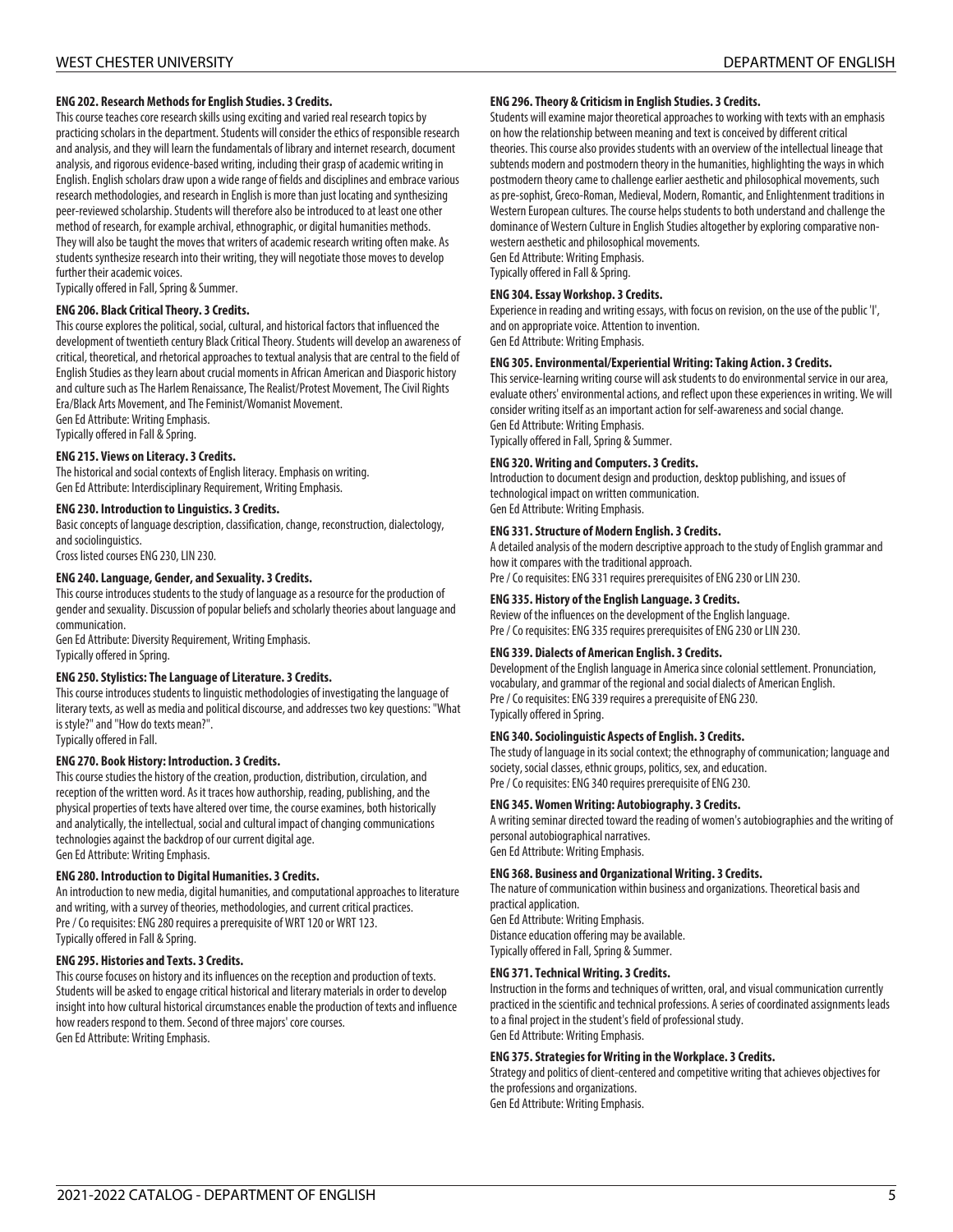#### ENG 202. Research Methods for English Studies. 3 Credits.

This course teaches core research skills using exciting and varied real research topics by practicing scholars in the department. Students will consider the ethics of responsible research and analysis, and they will learn the fundamentals of library and internet research, document analysis, and rigorous evidence-based writing, including their grasp of academic writing in English. English scholars draw upon a wide range of fields and disciplines and embrace various research methodologies, and research in English is more than just locating and synthesizing peer-reviewed scholarship. Students will therefore also be introduced to at least one other method of research, for example archival, ethnographic, or digital humanities methods. They will also be taught the moves that writers of academic research writing often make. As students synthesize research into their writing, they will negotiate those moves to develop further their academic voices.
Typically offered in Fall, Spring & Summer.

#### ENG 206. Black Critical Theory. 3 Credits.

This course explores the political, social, cultural, and historical factors that influenced the development of twentieth century Black Critical Theory. Students will develop an awareness of critical, theoretical, and rhetorical approaches to textual analysis that are central to the field of English Studies as they learn about crucial moments in African American and Diasporic history and culture such as The Harlem Renaissance, The Realist/Protest Movement, The Civil Rights Era/Black Arts Movement, and The Feminist/Womanist Movement.
Gen Ed Attribute: Writing Emphasis.
Typically offered in Fall & Spring.

#### ENG 215. Views on Literacy. 3 Credits.

The historical and social contexts of English literacy. Emphasis on writing.
Gen Ed Attribute: Interdisciplinary Requirement, Writing Emphasis.

#### ENG 230. Introduction to Linguistics. 3 Credits.

Basic concepts of language description, classification, change, reconstruction, dialectology, and sociolinguistics.
Cross listed courses ENG 230, LIN 230.

#### ENG 240. Language, Gender, and Sexuality. 3 Credits.

This course introduces students to the study of language as a resource for the production of gender and sexuality. Discussion of popular beliefs and scholarly theories about language and communication.
Gen Ed Attribute: Diversity Requirement, Writing Emphasis.
Typically offered in Spring.

#### ENG 250. Stylistics: The Language of Literature. 3 Credits.

This course introduces students to linguistic methodologies of investigating the language of literary texts, as well as media and political discourse, and addresses two key questions: "What is style?" and "How do texts mean?".
Typically offered in Fall.

#### ENG 270. Book History: Introduction. 3 Credits.

This course studies the history of the creation, production, distribution, circulation, and reception of the written word. As it traces how authorship, reading, publishing, and the physical properties of texts have altered over time, the course examines, both historically and analytically, the intellectual, social and cultural impact of changing communications technologies against the backdrop of our current digital age.
Gen Ed Attribute: Writing Emphasis.

#### ENG 280. Introduction to Digital Humanities. 3 Credits.

An introduction to new media, digital humanities, and computational approaches to literature and writing, with a survey of theories, methodologies, and current critical practices.
Pre / Co requisites: ENG 280 requires a prerequisite of WRT 120 or WRT 123.
Typically offered in Fall & Spring.

#### ENG 295. Histories and Texts. 3 Credits.

This course focuses on history and its influences on the reception and production of texts. Students will be asked to engage critical historical and literary materials in order to develop insight into how cultural historical circumstances enable the production of texts and influence how readers respond to them. Second of three majors' core courses.
Gen Ed Attribute: Writing Emphasis.

#### ENG 296. Theory & Criticism in English Studies. 3 Credits.

Students will examine major theoretical approaches to working with texts with an emphasis on how the relationship between meaning and text is conceived by different critical theories. This course also provides students with an overview of the intellectual lineage that subtends modern and postmodern theory in the humanities, highlighting the ways in which postmodern theory came to challenge earlier aesthetic and philosophical movements, such as pre-sophist, Greco-Roman, Medieval, Modern, Romantic, and Enlightenment traditions in Western European cultures. The course helps students to both understand and challenge the dominance of Western Culture in English Studies altogether by exploring comparative non-western aesthetic and philosophical movements.
Gen Ed Attribute: Writing Emphasis.
Typically offered in Fall & Spring.

#### ENG 304. Essay Workshop. 3 Credits.

Experience in reading and writing essays, with focus on revision, on the use of the public 'I', and on appropriate voice. Attention to invention.
Gen Ed Attribute: Writing Emphasis.

#### ENG 305. Environmental/Experiential Writing: Taking Action. 3 Credits.

This service-learning writing course will ask students to do environmental service in our area, evaluate others' environmental actions, and reflect upon these experiences in writing. We will consider writing itself as an important action for self-awareness and social change.
Gen Ed Attribute: Writing Emphasis.
Typically offered in Fall, Spring & Summer.

#### ENG 320. Writing and Computers. 3 Credits.

Introduction to document design and production, desktop publishing, and issues of technological impact on written communication.
Gen Ed Attribute: Writing Emphasis.

#### ENG 331. Structure of Modern English. 3 Credits.

A detailed analysis of the modern descriptive approach to the study of English grammar and how it compares with the traditional approach.
Pre / Co requisites: ENG 331 requires prerequisites of ENG 230 or LIN 230.

#### ENG 335. History of the English Language. 3 Credits.

Review of the influences on the development of the English language.
Pre / Co requisites: ENG 335 requires prerequisites of ENG 230 or LIN 230.

#### ENG 339. Dialects of American English. 3 Credits.

Development of the English language in America since colonial settlement. Pronunciation, vocabulary, and grammar of the regional and social dialects of American English.
Pre / Co requisites: ENG 339 requires a prerequisite of ENG 230.
Typically offered in Spring.

#### ENG 340. Sociolinguistic Aspects of English. 3 Credits.

The study of language in its social context; the ethnography of communication; language and society, social classes, ethnic groups, politics, sex, and education.
Pre / Co requisites: ENG 340 requires prerequisite of ENG 230.

#### ENG 345. Women Writing: Autobiography. 3 Credits.

A writing seminar directed toward the reading of women's autobiographies and the writing of personal autobiographical narratives.
Gen Ed Attribute: Writing Emphasis.

#### ENG 368. Business and Organizational Writing. 3 Credits.

The nature of communication within business and organizations. Theoretical basis and practical application.
Gen Ed Attribute: Writing Emphasis.
Distance education offering may be available.
Typically offered in Fall, Spring & Summer.

#### ENG 371. Technical Writing. 3 Credits.

Instruction in the forms and techniques of written, oral, and visual communication currently practiced in the scientific and technical professions. A series of coordinated assignments leads to a final project in the student's field of professional study.
Gen Ed Attribute: Writing Emphasis.

#### ENG 375. Strategies for Writing in the Workplace. 3 Credits.

Strategy and politics of client-centered and competitive writing that achieves objectives for the professions and organizations.
Gen Ed Attribute: Writing Emphasis.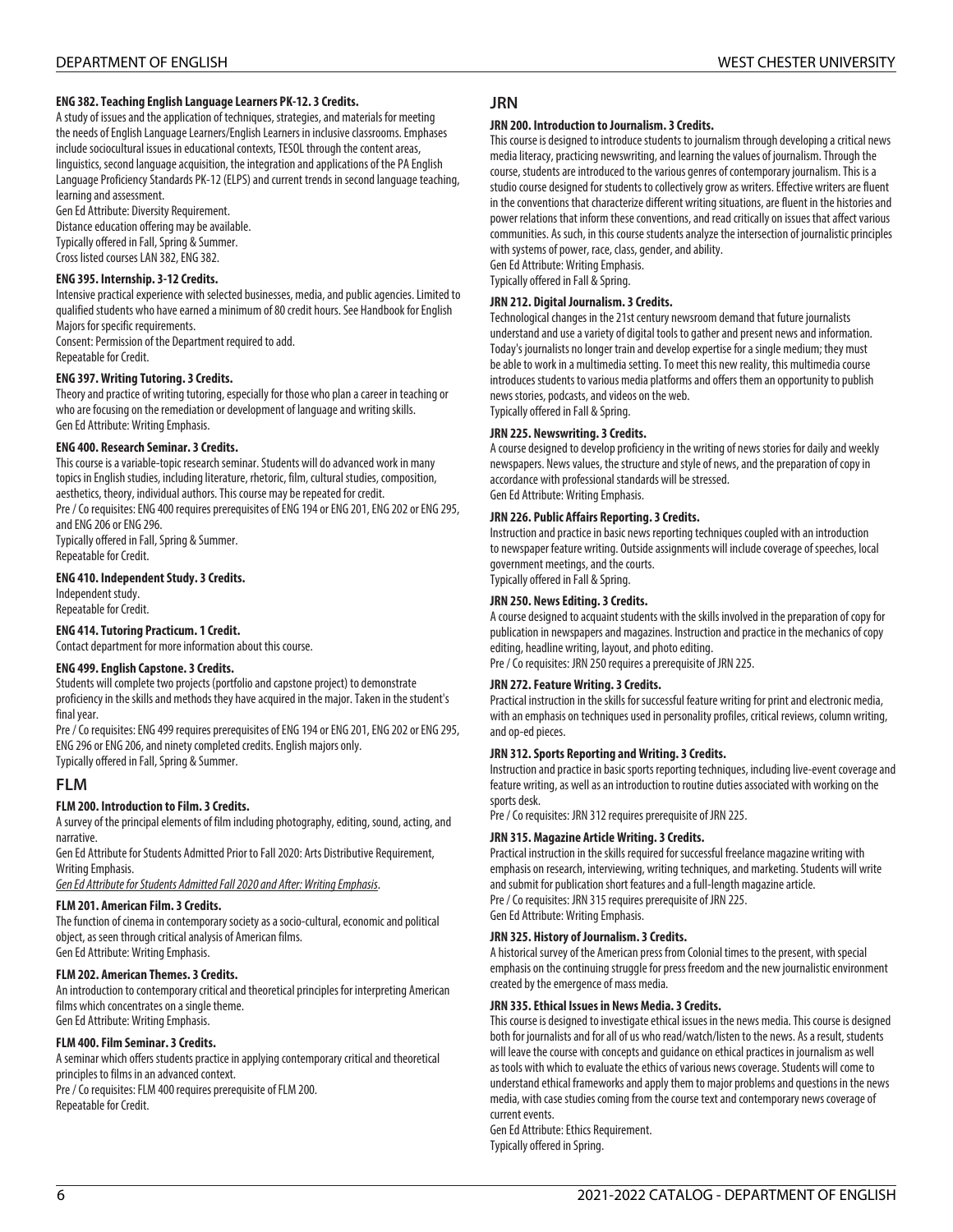**ENG 382. Teaching English Language Learners PK-12. 3 Credits.**

A study of issues and the application of techniques, strategies, and materials for meeting the needs of English Language Learners/English Learners in inclusive classrooms. Emphases include sociocultural issues in educational contexts, TESOL through the content areas, linguistics, second language acquisition, the integration and applications of the PA English Language Proficiency Standards PK-12 (ELPS) and current trends in second language teaching, learning and assessment.
Gen Ed Attribute: Diversity Requirement.
Distance education offering may be available.
Typically offered in Fall, Spring & Summer.
Cross listed courses LAN 382, ENG 382.

**ENG 395. Internship. 3-12 Credits.**

Intensive practical experience with selected businesses, media, and public agencies. Limited to qualified students who have earned a minimum of 80 credit hours. See Handbook for English Majors for specific requirements.
Consent: Permission of the Department required to add.
Repeatable for Credit.

**ENG 397. Writing Tutoring. 3 Credits.**

Theory and practice of writing tutoring, especially for those who plan a career in teaching or who are focusing on the remediation or development of language and writing skills.
Gen Ed Attribute: Writing Emphasis.

**ENG 400. Research Seminar. 3 Credits.**

This course is a variable-topic research seminar. Students will do advanced work in many topics in English studies, including literature, rhetoric, film, cultural studies, composition, aesthetics, theory, individual authors. This course may be repeated for credit.
Pre / Co requisites: ENG 400 requires prerequisites of ENG 194 or ENG 201, ENG 202 or ENG 295, and ENG 206 or ENG 296.
Typically offered in Fall, Spring & Summer.
Repeatable for Credit.

**ENG 410. Independent Study. 3 Credits.**

Independent study.
Repeatable for Credit.

**ENG 414. Tutoring Practicum. 1 Credit.**

Contact department for more information about this course.

**ENG 499. English Capstone. 3 Credits.**

Students will complete two projects (portfolio and capstone project) to demonstrate proficiency in the skills and methods they have acquired in the major. Taken in the student's final year.
Pre / Co requisites: ENG 499 requires prerequisites of ENG 194 or ENG 201, ENG 202 or ENG 295, ENG 296 or ENG 206, and ninety completed credits. English majors only.
Typically offered in Fall, Spring & Summer.

## FLM

**FLM 200. Introduction to Film. 3 Credits.**

A survey of the principal elements of film including photography, editing, sound, acting, and narrative.
Gen Ed Attribute for Students Admitted Prior to Fall 2020: Arts Distributive Requirement, Writing Emphasis.
*Gen Ed Attribute for Students Admitted Fall 2020 and After: Writing Emphasis*.

**FLM 201. American Film. 3 Credits.**

The function of cinema in contemporary society as a socio-cultural, economic and political object, as seen through critical analysis of American films.
Gen Ed Attribute: Writing Emphasis.

**FLM 202. American Themes. 3 Credits.**

An introduction to contemporary critical and theoretical principles for interpreting American films which concentrates on a single theme.
Gen Ed Attribute: Writing Emphasis.

**FLM 400. Film Seminar. 3 Credits.**

A seminar which offers students practice in applying contemporary critical and theoretical principles to films in an advanced context.
Pre / Co requisites: FLM 400 requires prerequisite of FLM 200.
Repeatable for Credit.

## JRN

**JRN 200. Introduction to Journalism. 3 Credits.**

This course is designed to introduce students to journalism through developing a critical news media literacy, practicing newswriting, and learning the values of journalism. Through the course, students are introduced to the various genres of contemporary journalism. This is a studio course designed for students to collectively grow as writers. Effective writers are fluent in the conventions that characterize different writing situations, are fluent in the histories and power relations that inform these conventions, and read critically on issues that affect various communities. As such, in this course students analyze the intersection of journalistic principles with systems of power, race, class, gender, and ability.
Gen Ed Attribute: Writing Emphasis.
Typically offered in Fall & Spring.

**JRN 212. Digital Journalism. 3 Credits.**

Technological changes in the 21st century newsroom demand that future journalists understand and use a variety of digital tools to gather and present news and information. Today's journalists no longer train and develop expertise for a single medium; they must be able to work in a multimedia setting. To meet this new reality, this multimedia course introduces students to various media platforms and offers them an opportunity to publish news stories, podcasts, and videos on the web.
Typically offered in Fall & Spring.

**JRN 225. Newswriting. 3 Credits.**

A course designed to develop proficiency in the writing of news stories for daily and weekly newspapers. News values, the structure and style of news, and the preparation of copy in accordance with professional standards will be stressed.
Gen Ed Attribute: Writing Emphasis.

**JRN 226. Public Affairs Reporting. 3 Credits.**

Instruction and practice in basic news reporting techniques coupled with an introduction to newspaper feature writing. Outside assignments will include coverage of speeches, local government meetings, and the courts.
Typically offered in Fall & Spring.

**JRN 250. News Editing. 3 Credits.**

A course designed to acquaint students with the skills involved in the preparation of copy for publication in newspapers and magazines. Instruction and practice in the mechanics of copy editing, headline writing, layout, and photo editing.
Pre / Co requisites: JRN 250 requires a prerequisite of JRN 225.

**JRN 272. Feature Writing. 3 Credits.**

Practical instruction in the skills for successful feature writing for print and electronic media, with an emphasis on techniques used in personality profiles, critical reviews, column writing, and op-ed pieces.

**JRN 312. Sports Reporting and Writing. 3 Credits.**

Instruction and practice in basic sports reporting techniques, including live-event coverage and feature writing, as well as an introduction to routine duties associated with working on the sports desk.
Pre / Co requisites: JRN 312 requires prerequisite of JRN 225.

**JRN 315. Magazine Article Writing. 3 Credits.**

Practical instruction in the skills required for successful freelance magazine writing with emphasis on research, interviewing, writing techniques, and marketing. Students will write and submit for publication short features and a full-length magazine article.
Pre / Co requisites: JRN 315 requires prerequisite of JRN 225.
Gen Ed Attribute: Writing Emphasis.

**JRN 325. History of Journalism. 3 Credits.**

A historical survey of the American press from Colonial times to the present, with special emphasis on the continuing struggle for press freedom and the new journalistic environment created by the emergence of mass media.

**JRN 335. Ethical Issues in News Media. 3 Credits.**

This course is designed to investigate ethical issues in the news media. This course is designed both for journalists and for all of us who read/watch/listen to the news. As a result, students will leave the course with concepts and guidance on ethical practices in journalism as well as tools with which to evaluate the ethics of various news coverage. Students will come to understand ethical frameworks and apply them to major problems and questions in the news media, with case studies coming from the course text and contemporary news coverage of current events.
Gen Ed Attribute: Ethics Requirement.
Typically offered in Spring.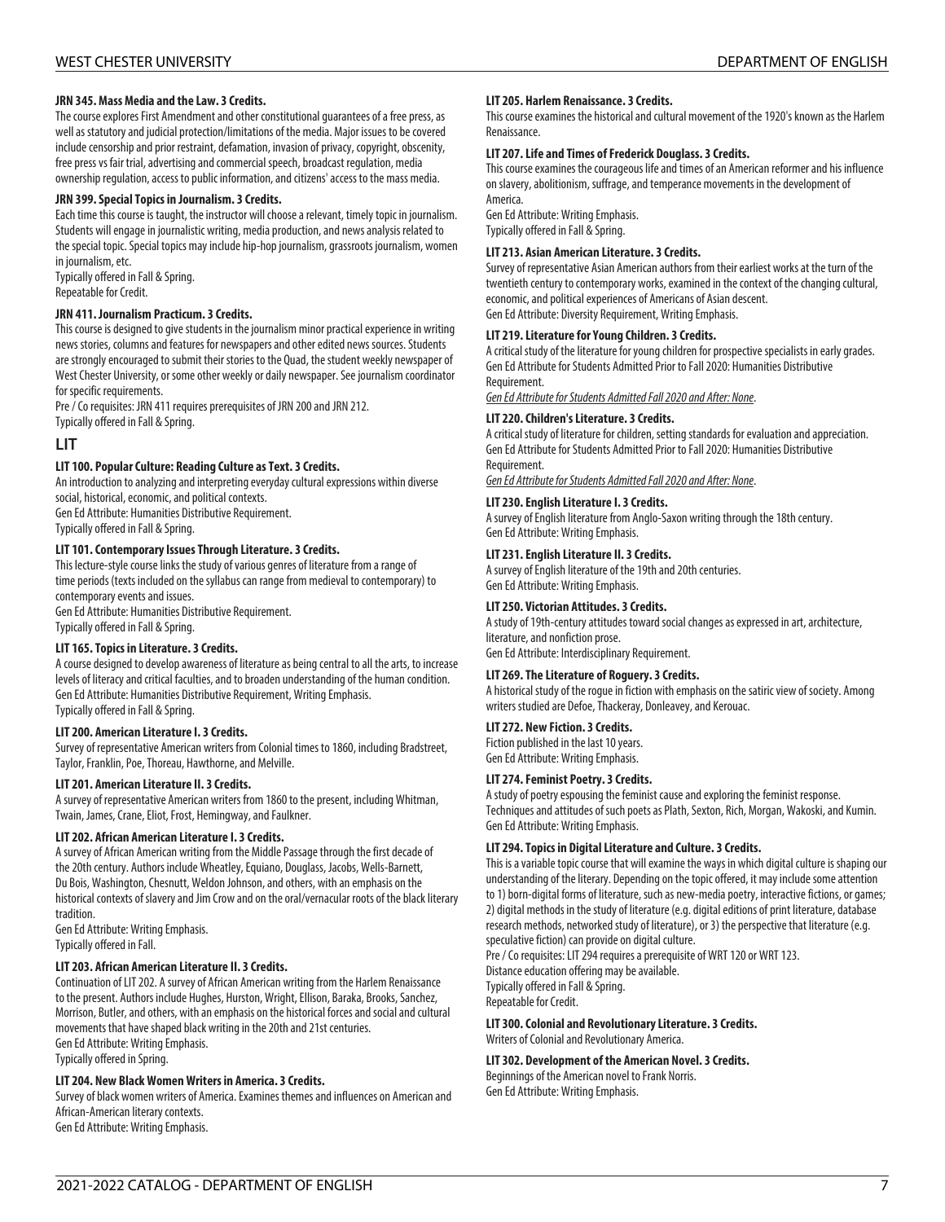**JRN 345. Mass Media and the Law. 3 Credits.**

The course explores First Amendment and other constitutional guarantees of a free press, as well as statutory and judicial protection/limitations of the media. Major issues to be covered include censorship and prior restraint, defamation, invasion of privacy, copyright, obscenity, free press vs fair trial, advertising and commercial speech, broadcast regulation, media ownership regulation, access to public information, and citizens' access to the mass media.

**JRN 399. Special Topics in Journalism. 3 Credits.**

Each time this course is taught, the instructor will choose a relevant, timely topic in journalism. Students will engage in journalistic writing, media production, and news analysis related to the special topic. Special topics may include hip-hop journalism, grassroots journalism, women in journalism, etc.
Typically offered in Fall & Spring.
Repeatable for Credit.

**JRN 411. Journalism Practicum. 3 Credits.**

This course is designed to give students in the journalism minor practical experience in writing news stories, columns and features for newspapers and other edited news sources. Students are strongly encouraged to submit their stories to the Quad, the student weekly newspaper of West Chester University, or some other weekly or daily newspaper. See journalism coordinator for specific requirements.
Pre / Co requisites: JRN 411 requires prerequisites of JRN 200 and JRN 212.
Typically offered in Fall & Spring.

## LIT

**LIT 100. Popular Culture: Reading Culture as Text. 3 Credits.**

An introduction to analyzing and interpreting everyday cultural expressions within diverse social, historical, economic, and political contexts.
Gen Ed Attribute: Humanities Distributive Requirement.
Typically offered in Fall & Spring.

**LIT 101. Contemporary Issues Through Literature. 3 Credits.**

This lecture-style course links the study of various genres of literature from a range of time periods (texts included on the syllabus can range from medieval to contemporary) to contemporary events and issues.
Gen Ed Attribute: Humanities Distributive Requirement.
Typically offered in Fall & Spring.

**LIT 165. Topics in Literature. 3 Credits.**

A course designed to develop awareness of literature as being central to all the arts, to increase levels of literacy and critical faculties, and to broaden understanding of the human condition.
Gen Ed Attribute: Humanities Distributive Requirement, Writing Emphasis.
Typically offered in Fall & Spring.

**LIT 200. American Literature I. 3 Credits.**

Survey of representative American writers from Colonial times to 1860, including Bradstreet, Taylor, Franklin, Poe, Thoreau, Hawthorne, and Melville.

**LIT 201. American Literature II. 3 Credits.**

A survey of representative American writers from 1860 to the present, including Whitman, Twain, James, Crane, Eliot, Frost, Hemingway, and Faulkner.

**LIT 202. African American Literature I. 3 Credits.**

A survey of African American writing from the Middle Passage through the first decade of the 20th century. Authors include Wheatley, Equiano, Douglass, Jacobs, Wells-Barnett, Du Bois, Washington, Chesnutt, Weldon Johnson, and others, with an emphasis on the historical contexts of slavery and Jim Crow and on the oral/vernacular roots of the black literary tradition.
Gen Ed Attribute: Writing Emphasis.
Typically offered in Fall.

**LIT 203. African American Literature II. 3 Credits.**

Continuation of LIT 202. A survey of African American writing from the Harlem Renaissance to the present. Authors include Hughes, Hurston, Wright, Ellison, Baraka, Brooks, Sanchez, Morrison, Butler, and others, with an emphasis on the historical forces and social and cultural movements that have shaped black writing in the 20th and 21st centuries.
Gen Ed Attribute: Writing Emphasis.
Typically offered in Spring.

**LIT 204. New Black Women Writers in America. 3 Credits.**

Survey of black women writers of America. Examines themes and influences on American and African-American literary contexts.
Gen Ed Attribute: Writing Emphasis.

**LIT 205. Harlem Renaissance. 3 Credits.**

This course examines the historical and cultural movement of the 1920's known as the Harlem Renaissance.

**LIT 207. Life and Times of Frederick Douglass. 3 Credits.**

This course examines the courageous life and times of an American reformer and his influence on slavery, abolitionism, suffrage, and temperance movements in the development of America.
Gen Ed Attribute: Writing Emphasis.
Typically offered in Fall & Spring.

**LIT 213. Asian American Literature. 3 Credits.**

Survey of representative Asian American authors from their earliest works at the turn of the twentieth century to contemporary works, examined in the context of the changing cultural, economic, and political experiences of Americans of Asian descent.
Gen Ed Attribute: Diversity Requirement, Writing Emphasis.

**LIT 219. Literature for Young Children. 3 Credits.**

A critical study of the literature for young children for prospective specialists in early grades.
Gen Ed Attribute for Students Admitted Prior to Fall 2020: Humanities Distributive Requirement.
*Gen Ed Attribute for Students Admitted Fall 2020 and After: None*.

**LIT 220. Children's Literature. 3 Credits.**

A critical study of literature for children, setting standards for evaluation and appreciation.
Gen Ed Attribute for Students Admitted Prior to Fall 2020: Humanities Distributive Requirement.
*Gen Ed Attribute for Students Admitted Fall 2020 and After: None*.

**LIT 230. English Literature I. 3 Credits.**

A survey of English literature from Anglo-Saxon writing through the 18th century.
Gen Ed Attribute: Writing Emphasis.

**LIT 231. English Literature II. 3 Credits.**

A survey of English literature of the 19th and 20th centuries.
Gen Ed Attribute: Writing Emphasis.

**LIT 250. Victorian Attitudes. 3 Credits.**

A study of 19th-century attitudes toward social changes as expressed in art, architecture, literature, and nonfiction prose.
Gen Ed Attribute: Interdisciplinary Requirement.

**LIT 269. The Literature of Roguery. 3 Credits.**

A historical study of the rogue in fiction with emphasis on the satiric view of society. Among writers studied are Defoe, Thackeray, Donleavey, and Kerouac.

**LIT 272. New Fiction. 3 Credits.**

Fiction published in the last 10 years.
Gen Ed Attribute: Writing Emphasis.

**LIT 274. Feminist Poetry. 3 Credits.**

A study of poetry espousing the feminist cause and exploring the feminist response. Techniques and attitudes of such poets as Plath, Sexton, Rich, Morgan, Wakoski, and Kumin.
Gen Ed Attribute: Writing Emphasis.

**LIT 294. Topics in Digital Literature and Culture. 3 Credits.**

This is a variable topic course that will examine the ways in which digital culture is shaping our understanding of the literary. Depending on the topic offered, it may include some attention to 1) born-digital forms of literature, such as new-media poetry, interactive fictions, or games; 2) digital methods in the study of literature (e.g. digital editions of print literature, database research methods, networked study of literature), or 3) the perspective that literature (e.g. speculative fiction) can provide on digital culture.
Pre / Co requisites: LIT 294 requires a prerequisite of WRT 120 or WRT 123.
Distance education offering may be available.
Typically offered in Fall & Spring.
Repeatable for Credit.

**LIT 300. Colonial and Revolutionary Literature. 3 Credits.**

Writers of Colonial and Revolutionary America.

**LIT 302. Development of the American Novel. 3 Credits.**

Beginnings of the American novel to Frank Norris.
Gen Ed Attribute: Writing Emphasis.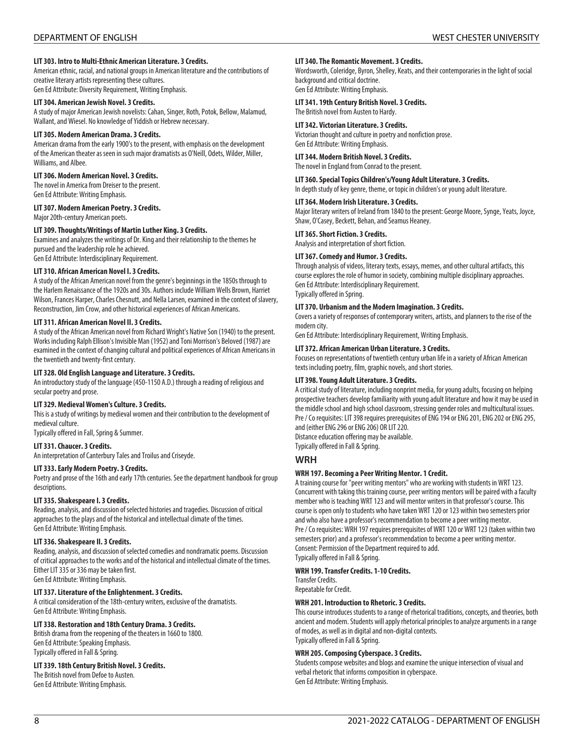**LIT 303. Intro to Multi-Ethnic American Literature. 3 Credits.**
American ethnic, racial, and national groups in American literature and the contributions of creative literary artists representing these cultures.
Gen Ed Attribute: Diversity Requirement, Writing Emphasis.

**LIT 304. American Jewish Novel. 3 Credits.**
A study of major American Jewish novelists: Cahan, Singer, Roth, Potok, Bellow, Malamud, Wallant, and Wiesel. No knowledge of Yiddish or Hebrew necessary.

**LIT 305. Modern American Drama. 3 Credits.**
American drama from the early 1900's to the present, with emphasis on the development of the American theater as seen in such major dramatists as O'Neill, Odets, Wilder, Miller, Williams, and Albee.

**LIT 306. Modern American Novel. 3 Credits.**
The novel in America from Dreiser to the present.
Gen Ed Attribute: Writing Emphasis.

**LIT 307. Modern American Poetry. 3 Credits.**
Major 20th-century American poets.

**LIT 309. Thoughts/Writings of Martin Luther King. 3 Credits.**
Examines and analyzes the writings of Dr. King and their relationship to the themes he pursued and the leadership role he achieved.
Gen Ed Attribute: Interdisciplinary Requirement.

**LIT 310. African American Novel I. 3 Credits.**
A study of the African American novel from the genre's beginnings in the 1850s through to the Harlem Renaissance of the 1920s and 30s. Authors include William Wells Brown, Harriet Wilson, Frances Harper, Charles Chesnutt, and Nella Larsen, examined in the context of slavery, Reconstruction, Jim Crow, and other historical experiences of African Americans.

**LIT 311. African American Novel II. 3 Credits.**
A study of the African American novel from Richard Wright's Native Son (1940) to the present. Works including Ralph Ellison's Invisible Man (1952) and Toni Morrison's Beloved (1987) are examined in the context of changing cultural and political experiences of African Americans in the twentieth and twenty-first century.

**LIT 328. Old English Language and Literature. 3 Credits.**
An introductory study of the language (450-1150 A.D.) through a reading of religious and secular poetry and prose.

**LIT 329. Medieval Women's Culture. 3 Credits.**
This is a study of writings by medieval women and their contribution to the development of medieval culture.
Typically offered in Fall, Spring & Summer.

**LIT 331. Chaucer. 3 Credits.**
An interpretation of Canterbury Tales and Troilus and Criseyde.

**LIT 333. Early Modern Poetry. 3 Credits.**
Poetry and prose of the 16th and early 17th centuries. See the department handbook for group descriptions.

**LIT 335. Shakespeare I. 3 Credits.**
Reading, analysis, and discussion of selected histories and tragedies. Discussion of critical approaches to the plays and of the historical and intellectual climate of the times.
Gen Ed Attribute: Writing Emphasis.

**LIT 336. Shakespeare II. 3 Credits.**
Reading, analysis, and discussion of selected comedies and nondramatic poems. Discussion of critical approaches to the works and of the historical and intellectual climate of the times. Either LIT 335 or 336 may be taken first.
Gen Ed Attribute: Writing Emphasis.

**LIT 337. Literature of the Enlightenment. 3 Credits.**
A critical consideration of the 18th-century writers, exclusive of the dramatists.
Gen Ed Attribute: Writing Emphasis.

**LIT 338. Restoration and 18th Century Drama. 3 Credits.**
British drama from the reopening of the theaters in 1660 to 1800.
Gen Ed Attribute: Speaking Emphasis.
Typically offered in Fall & Spring.

**LIT 339. 18th Century British Novel. 3 Credits.**
The British novel from Defoe to Austen.
Gen Ed Attribute: Writing Emphasis.

**LIT 340. The Romantic Movement. 3 Credits.**
Wordsworth, Coleridge, Byron, Shelley, Keats, and their contemporaries in the light of social background and critical doctrine.
Gen Ed Attribute: Writing Emphasis.

**LIT 341. 19th Century British Novel. 3 Credits.**
The British novel from Austen to Hardy.

**LIT 342. Victorian Literature. 3 Credits.**
Victorian thought and culture in poetry and nonfiction prose.
Gen Ed Attribute: Writing Emphasis.

**LIT 344. Modern British Novel. 3 Credits.**
The novel in England from Conrad to the present.

**LIT 360. Special Topics Children's/Young Adult Literature. 3 Credits.**
In depth study of key genre, theme, or topic in children's or young adult literature.

**LIT 364. Modern Irish Literature. 3 Credits.**
Major literary writers of Ireland from 1840 to the present: George Moore, Synge, Yeats, Joyce, Shaw, O'Casey, Beckett, Behan, and Seamus Heaney.

**LIT 365. Short Fiction. 3 Credits.**
Analysis and interpretation of short fiction.

**LIT 367. Comedy and Humor. 3 Credits.**
Through analysis of videos, literary texts, essays, memes, and other cultural artifacts, this course explores the role of humor in society, combining multiple disciplinary approaches.
Gen Ed Attribute: Interdisciplinary Requirement.
Typically offered in Spring.

**LIT 370. Urbanism and the Modern Imagination. 3 Credits.**
Covers a variety of responses of contemporary writers, artists, and planners to the rise of the modern city.
Gen Ed Attribute: Interdisciplinary Requirement, Writing Emphasis.

**LIT 372. African American Urban Literature. 3 Credits.**
Focuses on representations of twentieth century urban life in a variety of African American texts including poetry, film, graphic novels, and short stories.

**LIT 398. Young Adult Literature. 3 Credits.**
A critical study of literature, including nonprint media, for young adults, focusing on helping prospective teachers develop familiarity with young adult literature and how it may be used in the middle school and high school classroom, stressing gender roles and multicultural issues.
Pre / Co requisites: LIT 398 requires prerequisites of ENG 194 or ENG 201, ENG 202 or ENG 295, and (either ENG 296 or ENG 206) OR LIT 220.
Distance education offering may be available.
Typically offered in Fall & Spring.

## WRH

**WRH 197. Becoming a Peer Writing Mentor. 1 Credit.**
A training course for "peer writing mentors" who are working with students in WRT 123. Concurrent with taking this training course, peer writing mentors will be paired with a faculty member who is teaching WRT 123 and will mentor writers in that professor's course. This course is open only to students who have taken WRT 120 or 123 within two semesters prior and who also have a professor's recommendation to become a peer writing mentor.
Pre / Co requisites: WRH 197 requires prerequisites of WRT 120 or WRT 123 (taken within two semesters prior) and a professor's recommendation to become a peer writing mentor.
Consent: Permission of the Department required to add.
Typically offered in Fall & Spring.

**WRH 199. Transfer Credits. 1-10 Credits.**
Transfer Credits.
Repeatable for Credit.

**WRH 201. Introduction to Rhetoric. 3 Credits.**
This course introduces students to a range of rhetorical traditions, concepts, and theories, both ancient and modern. Students will apply rhetorical principles to analyze arguments in a range of modes, as well as in digital and non-digital contexts.
Typically offered in Fall & Spring.

**WRH 205. Composing Cyberspace. 3 Credits.**
Students compose websites and blogs and examine the unique intersection of visual and verbal rhetoric that informs composition in cyberspace.
Gen Ed Attribute: Writing Emphasis.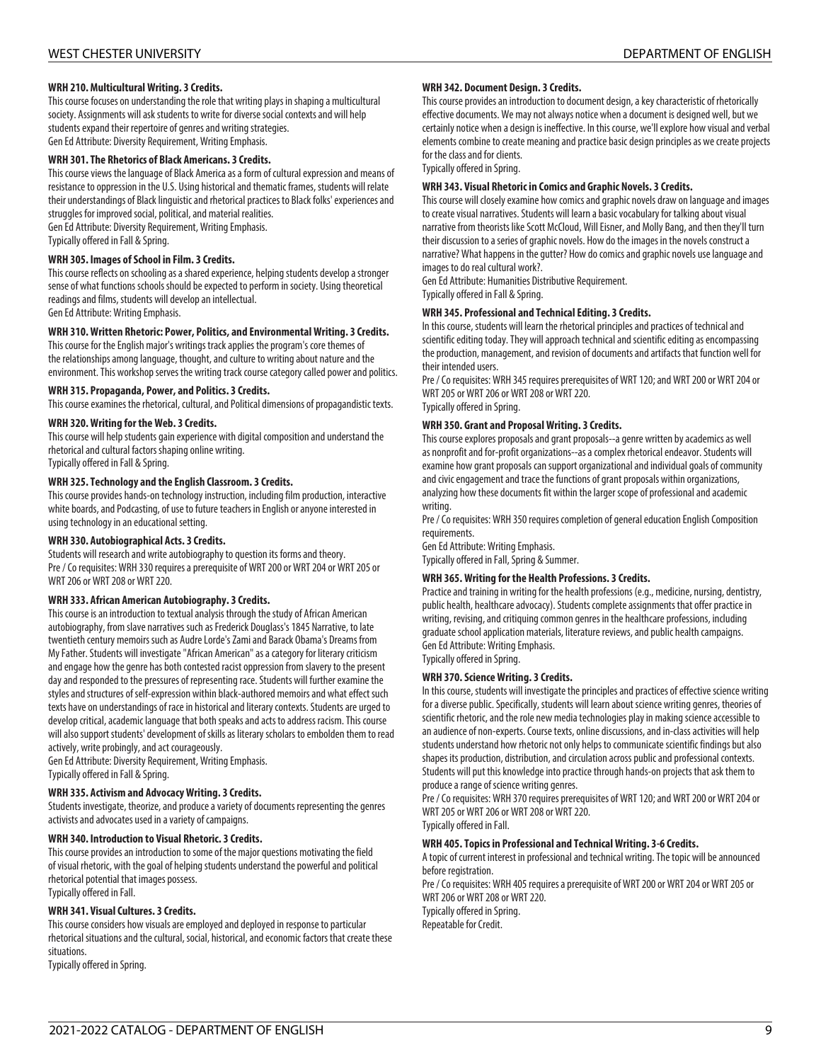**WRH 210. Multicultural Writing. 3 Credits.**

This course focuses on understanding the role that writing plays in shaping a multicultural society. Assignments will ask students to write for diverse social contexts and will help students expand their repertoire of genres and writing strategies.
Gen Ed Attribute: Diversity Requirement, Writing Emphasis.

**WRH 301. The Rhetorics of Black Americans. 3 Credits.**

This course views the language of Black America as a form of cultural expression and means of resistance to oppression in the U.S. Using historical and thematic frames, students will relate their understandings of Black linguistic and rhetorical practices to Black folks' experiences and struggles for improved social, political, and material realities.
Gen Ed Attribute: Diversity Requirement, Writing Emphasis.
Typically offered in Fall & Spring.

**WRH 305. Images of School in Film. 3 Credits.**

This course reflects on schooling as a shared experience, helping students develop a stronger sense of what functions schools should be expected to perform in society. Using theoretical readings and films, students will develop an intellectual.
Gen Ed Attribute: Writing Emphasis.

**WRH 310. Written Rhetoric: Power, Politics, and Environmental Writing. 3 Credits.**

This course for the English major's writings track applies the program's core themes of the relationships among language, thought, and culture to writing about nature and the environment. This workshop serves the writing track course category called power and politics.

**WRH 315. Propaganda, Power, and Politics. 3 Credits.**

This course examines the rhetorical, cultural, and Political dimensions of propagandistic texts.

**WRH 320. Writing for the Web. 3 Credits.**

This course will help students gain experience with digital composition and understand the rhetorical and cultural factors shaping online writing.
Typically offered in Fall & Spring.

**WRH 325. Technology and the English Classroom. 3 Credits.**

This course provides hands-on technology instruction, including film production, interactive white boards, and Podcasting, of use to future teachers in English or anyone interested in using technology in an educational setting.

**WRH 330. Autobiographical Acts. 3 Credits.**

Students will research and write autobiography to question its forms and theory.
Pre / Co requisites: WRH 330 requires a prerequisite of WRT 200 or WRT 204 or WRT 205 or WRT 206 or WRT 208 or WRT 220.

**WRH 333. African American Autobiography. 3 Credits.**

This course is an introduction to textual analysis through the study of African American autobiography, from slave narratives such as Frederick Douglass's 1845 Narrative, to late twentieth century memoirs such as Audre Lorde's Zami and Barack Obama's Dreams from My Father. Students will investigate "African American" as a category for literary criticism and engage how the genre has both contested racist oppression from slavery to the present day and responded to the pressures of representing race. Students will further examine the styles and structures of self-expression within black-authored memoirs and what effect such texts have on understandings of race in historical and literary contexts. Students are urged to develop critical, academic language that both speaks and acts to address racism. This course will also support students' development of skills as literary scholars to embolden them to read actively, write probingly, and act courageously.
Gen Ed Attribute: Diversity Requirement, Writing Emphasis.
Typically offered in Fall & Spring.

**WRH 335. Activism and Advocacy Writing. 3 Credits.**

Students investigate, theorize, and produce a variety of documents representing the genres activists and advocates used in a variety of campaigns.

**WRH 340. Introduction to Visual Rhetoric. 3 Credits.**

This course provides an introduction to some of the major questions motivating the field of visual rhetoric, with the goal of helping students understand the powerful and political rhetorical potential that images possess.
Typically offered in Fall.

**WRH 341. Visual Cultures. 3 Credits.**

This course considers how visuals are employed and deployed in response to particular rhetorical situations and the cultural, social, historical, and economic factors that create these situations.
Typically offered in Spring.

**WRH 342. Document Design. 3 Credits.**

This course provides an introduction to document design, a key characteristic of rhetorically effective documents. We may not always notice when a document is designed well, but we certainly notice when a design is ineffective. In this course, we'll explore how visual and verbal elements combine to create meaning and practice basic design principles as we create projects for the class and for clients.
Typically offered in Spring.

**WRH 343. Visual Rhetoric in Comics and Graphic Novels. 3 Credits.**

This course will closely examine how comics and graphic novels draw on language and images to create visual narratives. Students will learn a basic vocabulary for talking about visual narrative from theorists like Scott McCloud, Will Eisner, and Molly Bang, and then they'll turn their discussion to a series of graphic novels. How do the images in the novels construct a narrative? What happens in the gutter? How do comics and graphic novels use language and images to do real cultural work?.
Gen Ed Attribute: Humanities Distributive Requirement.
Typically offered in Fall & Spring.

**WRH 345. Professional and Technical Editing. 3 Credits.**

In this course, students will learn the rhetorical principles and practices of technical and scientific editing today. They will approach technical and scientific editing as encompassing the production, management, and revision of documents and artifacts that function well for their intended users.
Pre / Co requisites: WRH 345 requires prerequisites of WRT 120; and WRT 200 or WRT 204 or WRT 205 or WRT 206 or WRT 208 or WRT 220.
Typically offered in Spring.

**WRH 350. Grant and Proposal Writing. 3 Credits.**

This course explores proposals and grant proposals--a genre written by academics as well as nonprofit and for-profit organizations--as a complex rhetorical endeavor. Students will examine how grant proposals can support organizational and individual goals of community and civic engagement and trace the functions of grant proposals within organizations, analyzing how these documents fit within the larger scope of professional and academic writing.
Pre / Co requisites: WRH 350 requires completion of general education English Composition requirements.
Gen Ed Attribute: Writing Emphasis.
Typically offered in Fall, Spring & Summer.

**WRH 365. Writing for the Health Professions. 3 Credits.**

Practice and training in writing for the health professions (e.g., medicine, nursing, dentistry, public health, healthcare advocacy). Students complete assignments that offer practice in writing, revising, and critiquing common genres in the healthcare professions, including graduate school application materials, literature reviews, and public health campaigns.
Gen Ed Attribute: Writing Emphasis.
Typically offered in Spring.

**WRH 370. Science Writing. 3 Credits.**

In this course, students will investigate the principles and practices of effective science writing for a diverse public. Specifically, students will learn about science writing genres, theories of scientific rhetoric, and the role new media technologies play in making science accessible to an audience of non-experts. Course texts, online discussions, and in-class activities will help students understand how rhetoric not only helps to communicate scientific findings but also shapes its production, distribution, and circulation across public and professional contexts. Students will put this knowledge into practice through hands-on projects that ask them to produce a range of science writing genres.
Pre / Co requisites: WRH 370 requires prerequisites of WRT 120; and WRT 200 or WRT 204 or WRT 205 or WRT 206 or WRT 208 or WRT 220.
Typically offered in Fall.

**WRH 405. Topics in Professional and Technical Writing. 3-6 Credits.**

A topic of current interest in professional and technical writing. The topic will be announced before registration.
Pre / Co requisites: WRH 405 requires a prerequisite of WRT 200 or WRT 204 or WRT 205 or WRT 206 or WRT 208 or WRT 220.
Typically offered in Spring.
Repeatable for Credit.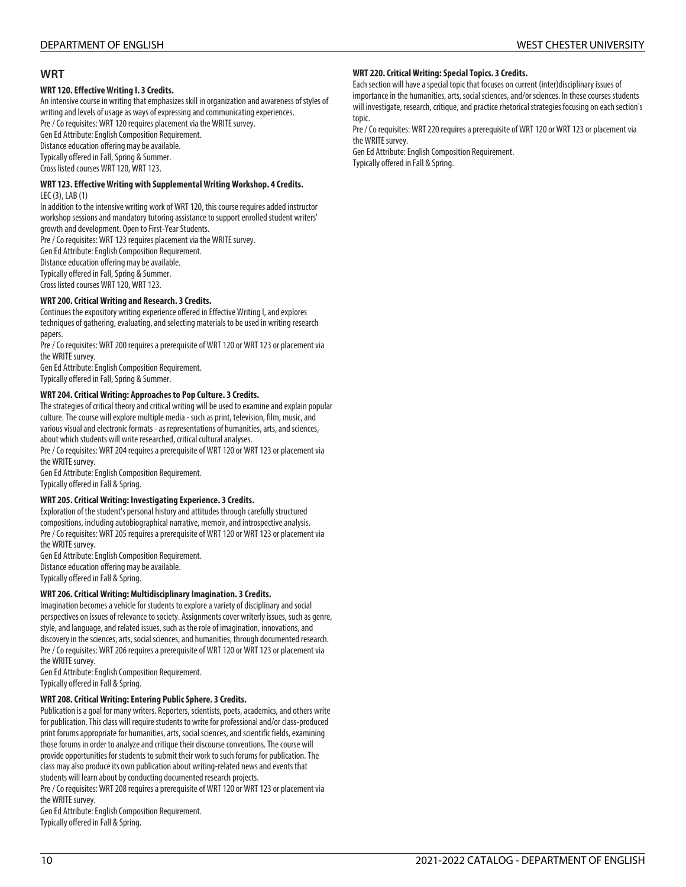## WRT

**WRT 120. Effective Writing I. 3 Credits.**

An intensive course in writing that emphasizes skill in organization and awareness of styles of writing and levels of usage as ways of expressing and communicating experiences.

Pre / Co requisites: WRT 120 requires placement via the WRITE survey.

Gen Ed Attribute: English Composition Requirement.

Distance education offering may be available.

Typically offered in Fall, Spring & Summer.

Cross listed courses WRT 120, WRT 123.

**WRT 123. Effective Writing with Supplemental Writing Workshop. 4 Credits.**

LEC (3), LAB (1)

In addition to the intensive writing work of WRT 120, this course requires added instructor workshop sessions and mandatory tutoring assistance to support enrolled student writers' growth and development. Open to First-Year Students.

Pre / Co requisites: WRT 123 requires placement via the WRITE survey.

Gen Ed Attribute: English Composition Requirement.

Distance education offering may be available.

Typically offered in Fall, Spring & Summer.

Cross listed courses WRT 120, WRT 123.

**WRT 200. Critical Writing and Research. 3 Credits.**

Continues the expository writing experience offered in Effective Writing I, and explores techniques of gathering, evaluating, and selecting materials to be used in writing research papers.

Pre / Co requisites: WRT 200 requires a prerequisite of WRT 120 or WRT 123 or placement via the WRITE survey.

Gen Ed Attribute: English Composition Requirement.

Typically offered in Fall, Spring & Summer.

**WRT 204. Critical Writing: Approaches to Pop Culture. 3 Credits.**

The strategies of critical theory and critical writing will be used to examine and explain popular culture. The course will explore multiple media - such as print, television, film, music, and various visual and electronic formats - as representations of humanities, arts, and sciences, about which students will write researched, critical cultural analyses.

Pre / Co requisites: WRT 204 requires a prerequisite of WRT 120 or WRT 123 or placement via the WRITE survey.

Gen Ed Attribute: English Composition Requirement.

Typically offered in Fall & Spring.

**WRT 205. Critical Writing: Investigating Experience. 3 Credits.**

Exploration of the student's personal history and attitudes through carefully structured compositions, including autobiographical narrative, memoir, and introspective analysis.

Pre / Co requisites: WRT 205 requires a prerequisite of WRT 120 or WRT 123 or placement via the WRITE survey.

Gen Ed Attribute: English Composition Requirement.

Distance education offering may be available.

Typically offered in Fall & Spring.

**WRT 206. Critical Writing: Multidisciplinary Imagination. 3 Credits.**

Imagination becomes a vehicle for students to explore a variety of disciplinary and social perspectives on issues of relevance to society. Assignments cover writerly issues, such as genre, style, and language, and related issues, such as the role of imagination, innovations, and discovery in the sciences, arts, social sciences, and humanities, through documented research.

Pre / Co requisites: WRT 206 requires a prerequisite of WRT 120 or WRT 123 or placement via the WRITE survey.

Gen Ed Attribute: English Composition Requirement.

Typically offered in Fall & Spring.

**WRT 208. Critical Writing: Entering Public Sphere. 3 Credits.**

Publication is a goal for many writers. Reporters, scientists, poets, academics, and others write for publication. This class will require students to write for professional and/or class-produced print forums appropriate for humanities, arts, social sciences, and scientific fields, examining those forums in order to analyze and critique their discourse conventions. The course will provide opportunities for students to submit their work to such forums for publication. The class may also produce its own publication about writing-related news and events that students will learn about by conducting documented research projects.

Pre / Co requisites: WRT 208 requires a prerequisite of WRT 120 or WRT 123 or placement via the WRITE survey.

Gen Ed Attribute: English Composition Requirement.

Typically offered in Fall & Spring.

**WRT 220. Critical Writing: Special Topics. 3 Credits.**

Each section will have a special topic that focuses on current (inter)disciplinary issues of importance in the humanities, arts, social sciences, and/or sciences. In these courses students will investigate, research, critique, and practice rhetorical strategies focusing on each section's topic.

Pre / Co requisites: WRT 220 requires a prerequisite of WRT 120 or WRT 123 or placement via the WRITE survey.

Gen Ed Attribute: English Composition Requirement.

Typically offered in Fall & Spring.